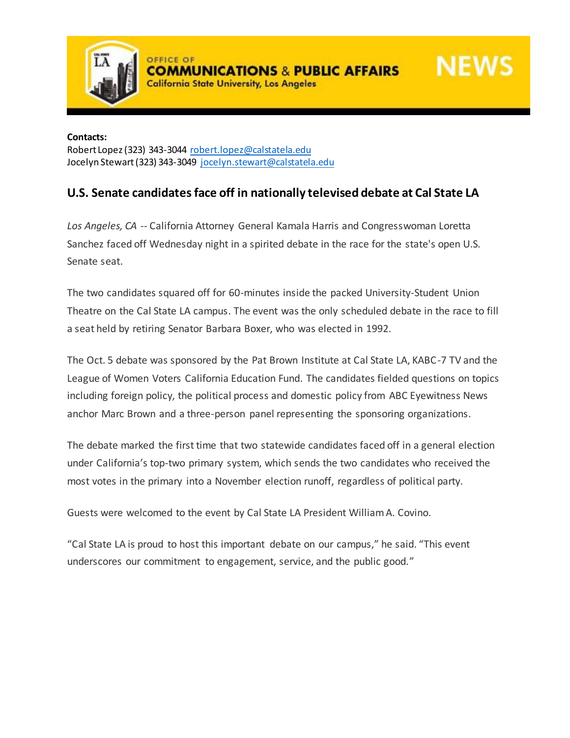OFFICE OF
**COMMUNICATIONS & PUBLIC AFFAIRS**
California State University, Los Angeles

**NEWS**

**Contacts:**
Robert Lopez (323) 343-3044 robert.lopez@calstatela.edu
Jocelyn Stewart (323) 343-3049 jocelyn.stewart@calstatela.edu

## U.S. Senate candidates face off in nationally televised debate at Cal State LA

*Los Angeles, CA* -- California Attorney General Kamala Harris and Congresswoman Loretta Sanchez faced off Wednesday night in a spirited debate in the race for the state's open U.S. Senate seat.

The two candidates squared off for 60-minutes inside the packed University-Student Union Theatre on the Cal State LA campus. The event was the only scheduled debate in the race to fill a seat held by retiring Senator Barbara Boxer, who was elected in 1992.

The Oct. 5 debate was sponsored by the Pat Brown Institute at Cal State LA, KABC-7 TV and the League of Women Voters California Education Fund. The candidates fielded questions on topics including foreign policy, the political process and domestic policy from ABC Eyewitness News anchor Marc Brown and a three-person panel representing the sponsoring organizations.

The debate marked the first time that two statewide candidates faced off in a general election under California's top-two primary system, which sends the two candidates who received the most votes in the primary into a November election runoff, regardless of political party.

Guests were welcomed to the event by Cal State LA President William A. Covino.

"Cal State LA is proud to host this important debate on our campus," he said. "This event underscores our commitment to engagement, service, and the public good."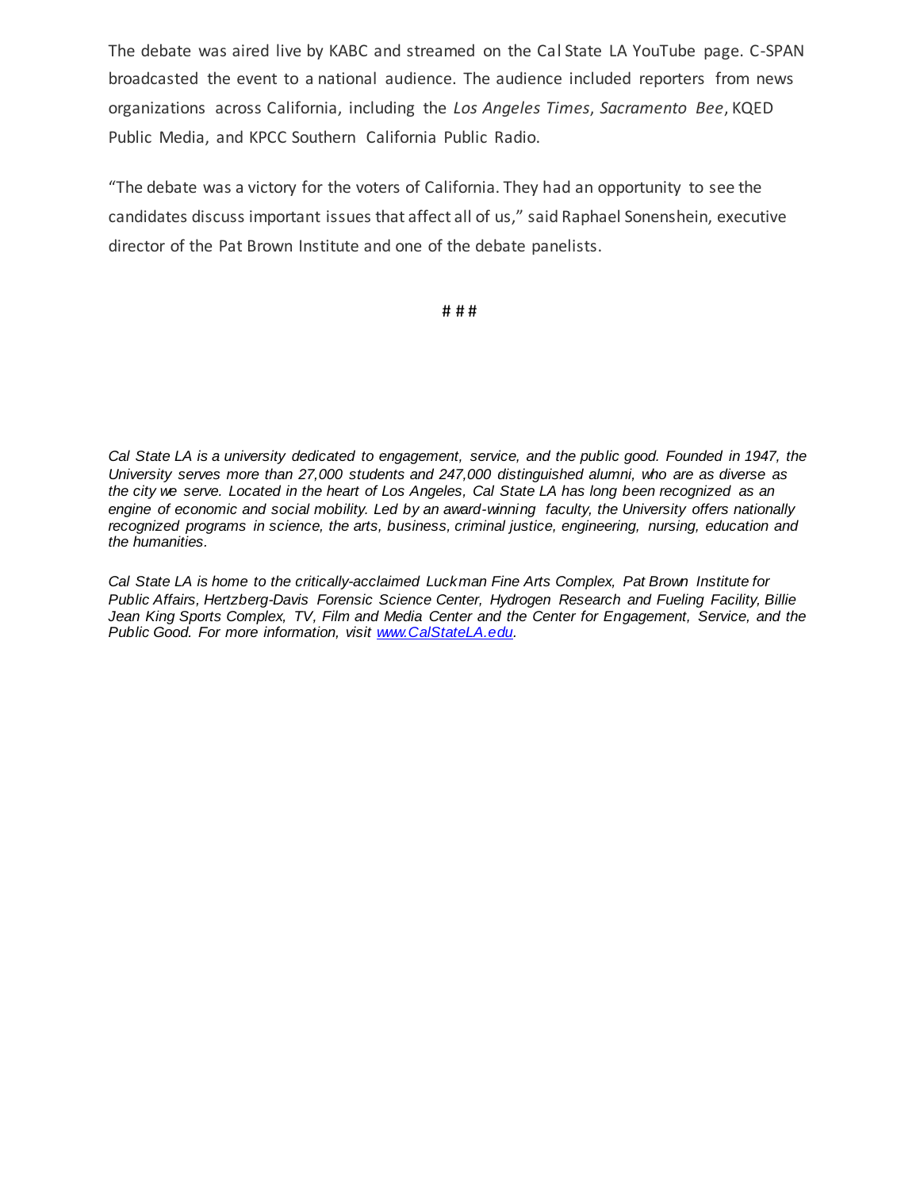The debate was aired live by KABC and streamed on the Cal State LA YouTube page. C-SPAN broadcasted the event to a national audience. The audience included reporters from news organizations across California, including the *Los Angeles Times*, *Sacramento Bee*, KQED Public Media, and KPCC Southern California Public Radio.

"The debate was a victory for the voters of California. They had an opportunity to see the candidates discuss important issues that affect all of us," said Raphael Sonenshein, executive director of the Pat Brown Institute and one of the debate panelists.

# # #

*Cal State LA is a university dedicated to engagement, service, and the public good. Founded in 1947, the University serves more than 27,000 students and 247,000 distinguished alumni, who are as diverse as the city we serve. Located in the heart of Los Angeles, Cal State LA has long been recognized as an engine of economic and social mobility. Led by an award-winning faculty, the University offers nationally recognized programs in science, the arts, business, criminal justice, engineering, nursing, education and the humanities.*

*Cal State LA is home to the critically-acclaimed Luckman Fine Arts Complex, Pat Brown Institute for Public Affairs, Hertzberg-Davis Forensic Science Center, Hydrogen Research and Fueling Facility, Billie Jean King Sports Complex, TV, Film and Media Center and the Center for Engagement, Service, and the Public Good. For more information, visit [www.CalStateLA.edu](http://www.CalStateLA.edu).*